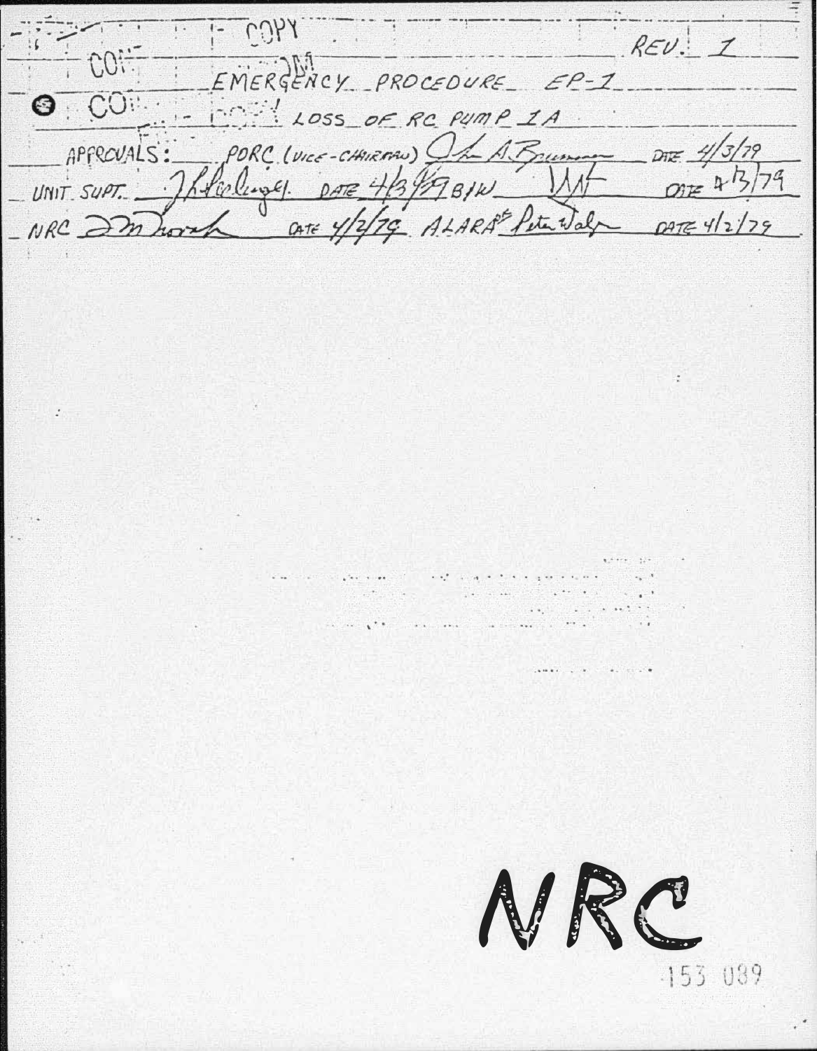COPY

REV. 1

# EMERGENCY PROCEDURE EP-1

## LOSS OF RC PUMP 1A

APPROVALS: PORC (VICE-CHAIRMAN) John A. Brummer DATE 4/3/79

UNIT SUPT. J. L. Seelinger DATE 4/3/79 B/W [signature] DATE 4/3/79

NRC [signature] DATE 4/2/79 ALARA Peter Walz DATE 4/2/79

NRC

153 089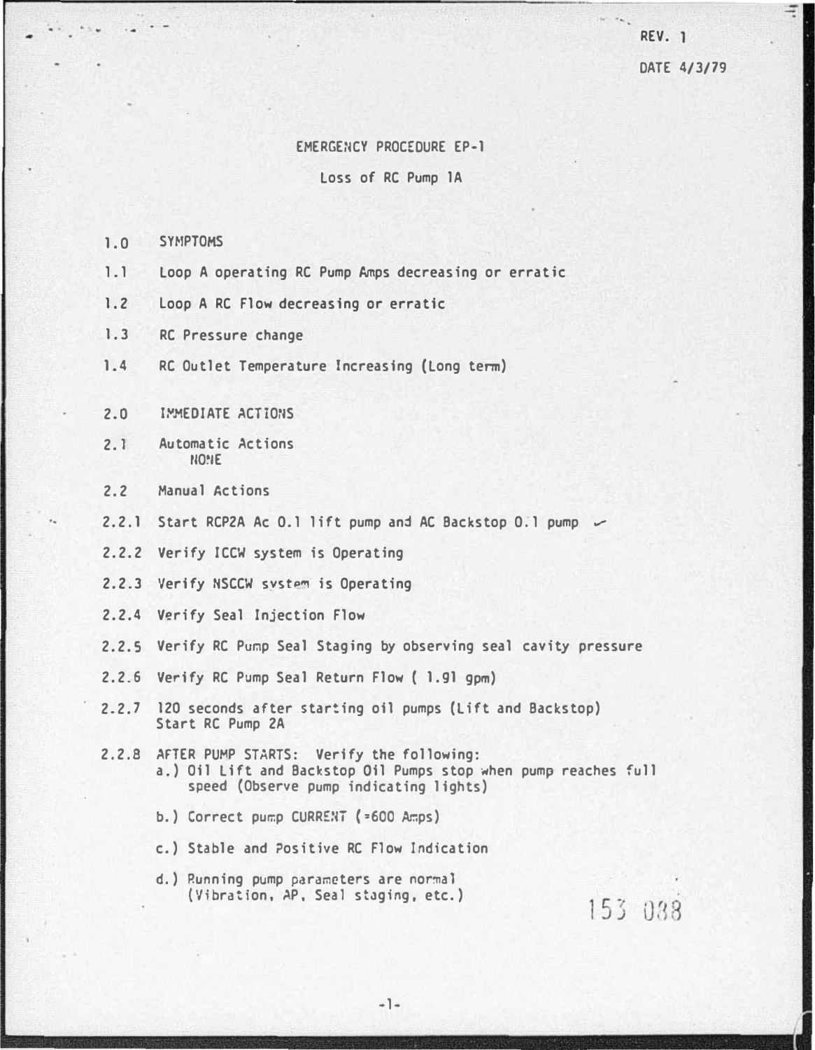REV. 1

DATE 4/3/79

# EMERGENCY PROCEDURE EP-1

## Loss of RC Pump 1A

1.0 SYMPTOMS

1.1 Loop A operating RC Pump Amps decreasing or erratic

1.2 Loop A RC Flow decreasing or erratic

1.3 RC Pressure change

1.4 RC Outlet Temperature Increasing (Long term)

2.0 IMMEDIATE ACTIONS

2.1 Automatic Actions
NONE

2.2 Manual Actions

2.2.1 Start RCP2A Ac O.1 lift pump and AC Backstop O.1 pump ✓

2.2.2 Verify ICCW system is Operating

2.2.3 Verify NSCCW system is Operating

2.2.4 Verify Seal Injection Flow

2.2.5 Verify RC Pump Seal Staging by observing seal cavity pressure

2.2.6 Verify RC Pump Seal Return Flow ( 1.91 gpm)

2.2.7 120 seconds after starting oil pumps (Lift and Backstop) Start RC Pump 2A

2.2.8 AFTER PUMP STARTS: Verify the following:

a.) Oil Lift and Backstop Oil Pumps stop when pump reaches full speed (Observe pump indicating lights)

b.) Correct pump CURRENT (≈600 Amps)

c.) Stable and Positive RC Flow Indication

d.) Running pump parameters are normal (Vibration, ΔP, Seal staging, etc.)

153 088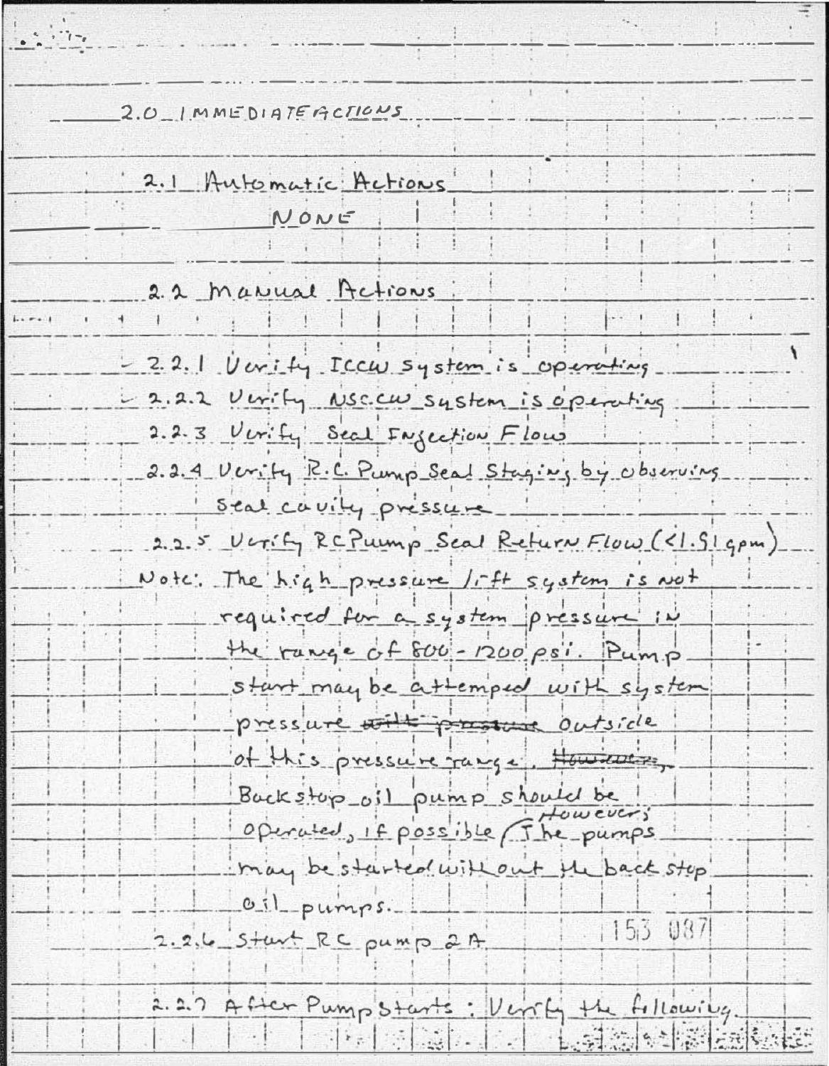## 2.0 IMMEDIATE ACTIONS

### 2.1 Automatic Actions

NONE

### 2.2 Manual Actions

2.2.1 Verify ICCW System is operating

2.2.2 Verify NSCCW System is operating

2.2.3 Verify Seal Injection Flow

2.2.4 Verify R.C. Pump Seal Staging by observing seal cavity pressure

2.2.5 Verify RC Pump Seal Return Flow (<1.91 gpm)

Note: The high pressure lift system is not required for a system pressure in the range of 800 - 1200 psi. Pump start may be attemped with system pressure ~~with pressure~~ outside of this pressure range. ~~However,~~ Backstop oil pump should be operated, if possible. However, The pumps may be started without the back stop oil pumps.

2.2.6 Start RC pump 2A

153 087

2.2.7 After Pump Starts: Verify the following